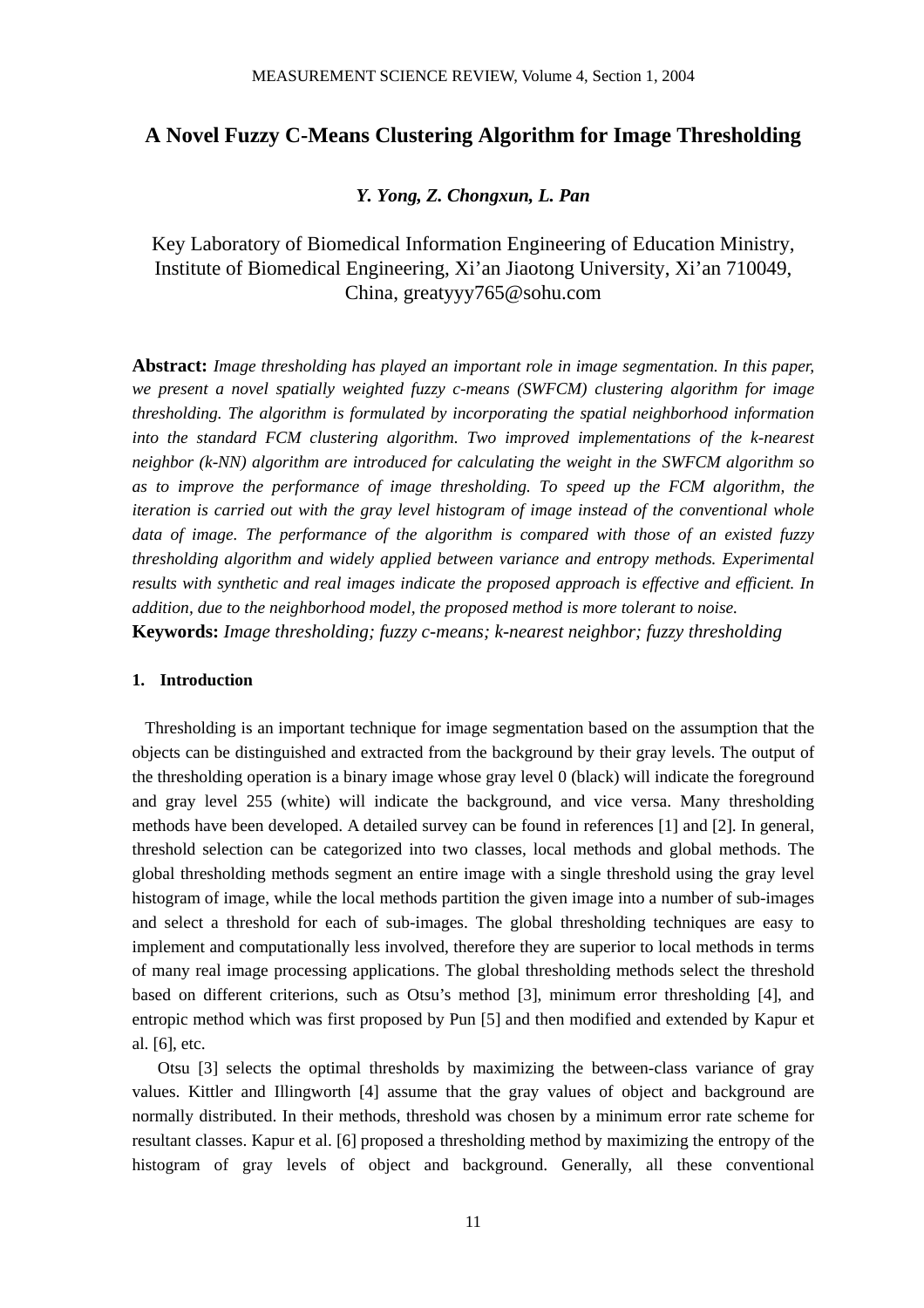# A Novel Fuzzy C-Means Clustering Algorithm for Image Thresholding

***Y. Yong, Z. Chongxun, L. Pan***

Key Laboratory of Biomedical Information Engineering of Education Ministry, Institute of Biomedical Engineering, Xi'an Jiaotong University, Xi'an 710049, China, greatyyy765@sohu.com

**Abstract:** *Image thresholding has played an important role in image segmentation. In this paper, we present a novel spatially weighted fuzzy c-means (SWFCM) clustering algorithm for image thresholding. The algorithm is formulated by incorporating the spatial neighborhood information into the standard FCM clustering algorithm. Two improved implementations of the k-nearest neighbor (k-NN) algorithm are introduced for calculating the weight in the SWFCM algorithm so as to improve the performance of image thresholding. To speed up the FCM algorithm, the iteration is carried out with the gray level histogram of image instead of the conventional whole data of image. The performance of the algorithm is compared with those of an existed fuzzy thresholding algorithm and widely applied between variance and entropy methods. Experimental results with synthetic and real images indicate the proposed approach is effective and efficient. In addition, due to the neighborhood model, the proposed method is more tolerant to noise.*

**Keywords:** *Image thresholding; fuzzy c-means; k-nearest neighbor; fuzzy thresholding*

## 1. Introduction

Thresholding is an important technique for image segmentation based on the assumption that the objects can be distinguished and extracted from the background by their gray levels. The output of the thresholding operation is a binary image whose gray level 0 (black) will indicate the foreground and gray level 255 (white) will indicate the background, and vice versa. Many thresholding methods have been developed. A detailed survey can be found in references [1] and [2]. In general, threshold selection can be categorized into two classes, local methods and global methods. The global thresholding methods segment an entire image with a single threshold using the gray level histogram of image, while the local methods partition the given image into a number of sub-images and select a threshold for each of sub-images. The global thresholding techniques are easy to implement and computationally less involved, therefore they are superior to local methods in terms of many real image processing applications. The global thresholding methods select the threshold based on different criterions, such as Otsu's method [3], minimum error thresholding [4], and entropic method which was first proposed by Pun [5] and then modified and extended by Kapur et al. [6], etc.

Otsu [3] selects the optimal thresholds by maximizing the between-class variance of gray values. Kittler and Illingworth [4] assume that the gray values of object and background are normally distributed. In their methods, threshold was chosen by a minimum error rate scheme for resultant classes. Kapur et al. [6] proposed a thresholding method by maximizing the entropy of the histogram of gray levels of object and background. Generally, all these conventional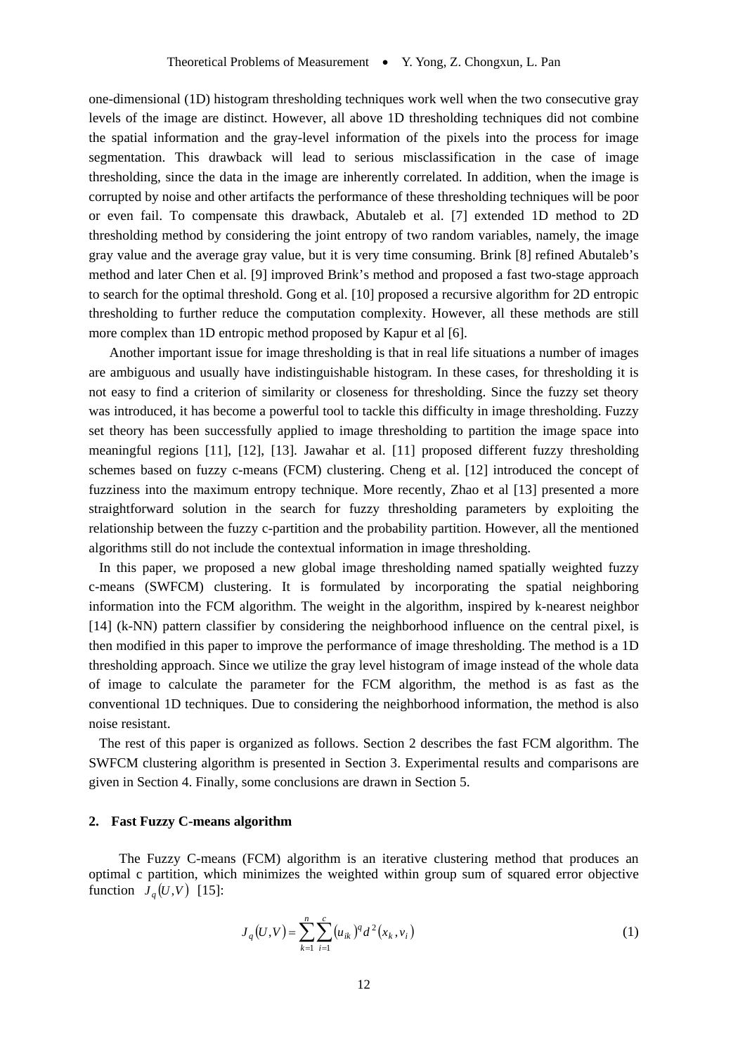one-dimensional (1D) histogram thresholding techniques work well when the two consecutive gray levels of the image are distinct. However, all above 1D thresholding techniques did not combine the spatial information and the gray-level information of the pixels into the process for image segmentation. This drawback will lead to serious misclassification in the case of image thresholding, since the data in the image are inherently correlated. In addition, when the image is corrupted by noise and other artifacts the performance of these thresholding techniques will be poor or even fail. To compensate this drawback, Abutaleb et al. [7] extended 1D method to 2D thresholding method by considering the joint entropy of two random variables, namely, the image gray value and the average gray value, but it is very time consuming. Brink [8] refined Abutaleb's method and later Chen et al. [9] improved Brink's method and proposed a fast two-stage approach to search for the optimal threshold. Gong et al. [10] proposed a recursive algorithm for 2D entropic thresholding to further reduce the computation complexity. However, all these methods are still more complex than 1D entropic method proposed by Kapur et al [6].

Another important issue for image thresholding is that in real life situations a number of images are ambiguous and usually have indistinguishable histogram. In these cases, for thresholding it is not easy to find a criterion of similarity or closeness for thresholding. Since the fuzzy set theory was introduced, it has become a powerful tool to tackle this difficulty in image thresholding. Fuzzy set theory has been successfully applied to image thresholding to partition the image space into meaningful regions [11], [12], [13]. Jawahar et al. [11] proposed different fuzzy thresholding schemes based on fuzzy c-means (FCM) clustering. Cheng et al. [12] introduced the concept of fuzziness into the maximum entropy technique. More recently, Zhao et al [13] presented a more straightforward solution in the search for fuzzy thresholding parameters by exploiting the relationship between the fuzzy c-partition and the probability partition. However, all the mentioned algorithms still do not include the contextual information in image thresholding.

In this paper, we proposed a new global image thresholding named spatially weighted fuzzy c-means (SWFCM) clustering. It is formulated by incorporating the spatial neighboring information into the FCM algorithm. The weight in the algorithm, inspired by k-nearest neighbor [14] (k-NN) pattern classifier by considering the neighborhood influence on the central pixel, is then modified in this paper to improve the performance of image thresholding. The method is a 1D thresholding approach. Since we utilize the gray level histogram of image instead of the whole data of image to calculate the parameter for the FCM algorithm, the method is as fast as the conventional 1D techniques. Due to considering the neighborhood information, the method is also noise resistant.

The rest of this paper is organized as follows. Section 2 describes the fast FCM algorithm. The SWFCM clustering algorithm is presented in Section 3. Experimental results and comparisons are given in Section 4. Finally, some conclusions are drawn in Section 5.

## 2. Fast Fuzzy C-means algorithm

The Fuzzy C-means (FCM) algorithm is an iterative clustering method that produces an optimal c partition, which minimizes the weighted within group sum of squared error objective function $J_q(U,V)$ [15]:

$$J_q(U,V) = \sum_{k=1}^{n}\sum_{i=1}^{c}(u_{ik})^q d^2(x_k, v_i) \tag{1}$$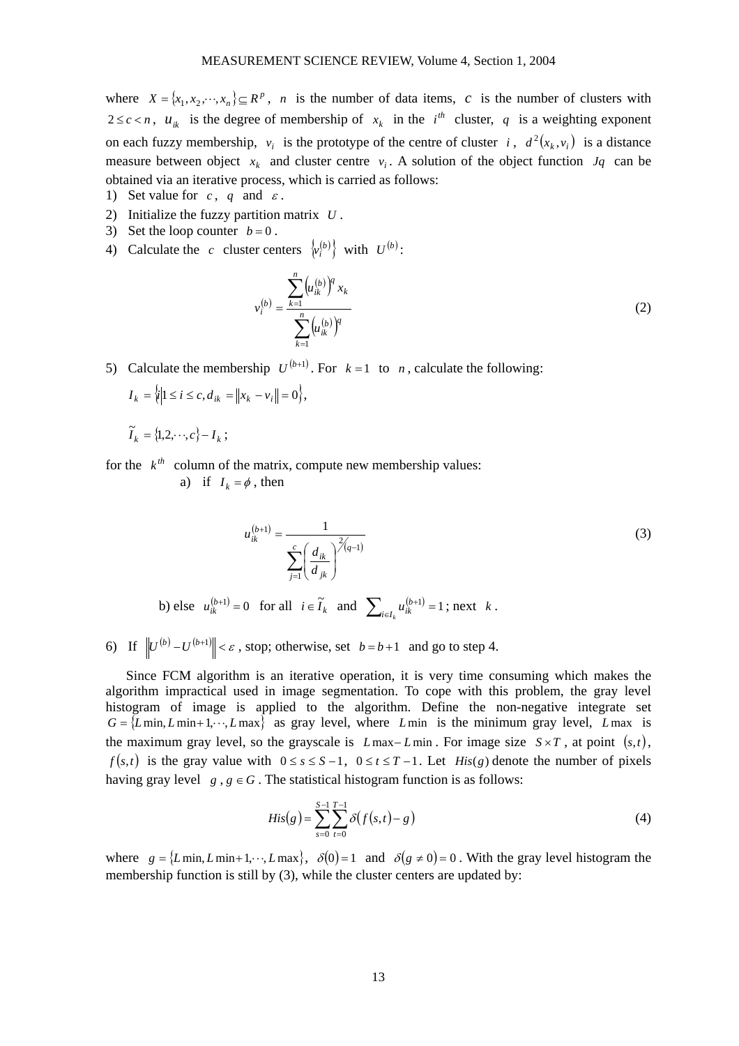where $X = \{x_1, x_2, \cdots, x_n\} \subseteq R^p$, $n$ is the number of data items, $c$ is the number of clusters with $2 \le c < n$, $u_{ik}$ is the degree of membership of $x_k$ in the $i^{th}$ cluster, $q$ is a weighting exponent on each fuzzy membership, $v_i$ is the prototype of the centre of cluster $i$, $d^2(x_k, v_i)$ is a distance measure between object $x_k$ and cluster centre $v_i$. A solution of the object function $Jq$ can be obtained via an iterative process, which is carried as follows:

1) Set value for $c$, $q$ and $\varepsilon$.
2) Initialize the fuzzy partition matrix $U$.
3) Set the loop counter $b = 0$.
4) Calculate the $c$ cluster centers $\{v_i^{(b)}\}$ with $U^{(b)}$:

$$v_i^{(b)} = \frac{\sum_{k=1}^{n} \left(u_{ik}^{(b)}\right)^q x_k}{\sum_{k=1}^{n} \left(u_{ik}^{(b)}\right)^q} \tag{2}$$

5) Calculate the membership $U^{(b+1)}$. For $k = 1$ to $n$, calculate the following:

$I_k = \{i | 1 \le i \le c, d_{ik} = \|x_k - v_i\| = 0\}$,

$\tilde{I}_k = \{1, 2, \cdots, c\} - I_k$;

for the $k^{th}$ column of the matrix, compute new membership values:

a) if $I_k = \phi$, then

$$u_{ik}^{(b+1)} = \frac{1}{\sum_{j=1}^{c} \left(\frac{d_{ik}}{d_{jk}}\right)^{2/(q-1)}} \tag{3}$$

b) else $u_{ik}^{(b+1)} = 0$ for all $i \in \tilde{I}_k$ and $\sum_{i \in I_k} u_{ik}^{(b+1)} = 1$; next $k$.

6) If $\|U^{(b)} - U^{(b+1)}\| < \varepsilon$, stop; otherwise, set $b = b + 1$ and go to step 4.

Since FCM algorithm is an iterative operation, it is very time consuming which makes the algorithm impractical used in image segmentation. To cope with this problem, the gray level histogram of image is applied to the algorithm. Define the non-negative integrate set $G = \{L\min, L\min+1, \cdots, L\max\}$ as gray level, where $L\min$ is the minimum gray level, $L\max$ is the maximum gray level, so the grayscale is $L\max - L\min$. For image size $S \times T$, at point $(s,t)$, $f(s,t)$ is the gray value with $0 \le s \le S-1$, $0 \le t \le T-1$. Let $His(g)$ denote the number of pixels having gray level $g$, $g \in G$. The statistical histogram function is as follows:

$$His(g) = \sum_{s=0}^{S-1} \sum_{t=0}^{T-1} \delta(f(s,t) - g) \tag{4}$$

where $g = \{L\min, L\min+1, \cdots, L\max\}$, $\delta(0) = 1$ and $\delta(g \ne 0) = 0$. With the gray level histogram the membership function is still by (3), while the cluster centers are updated by: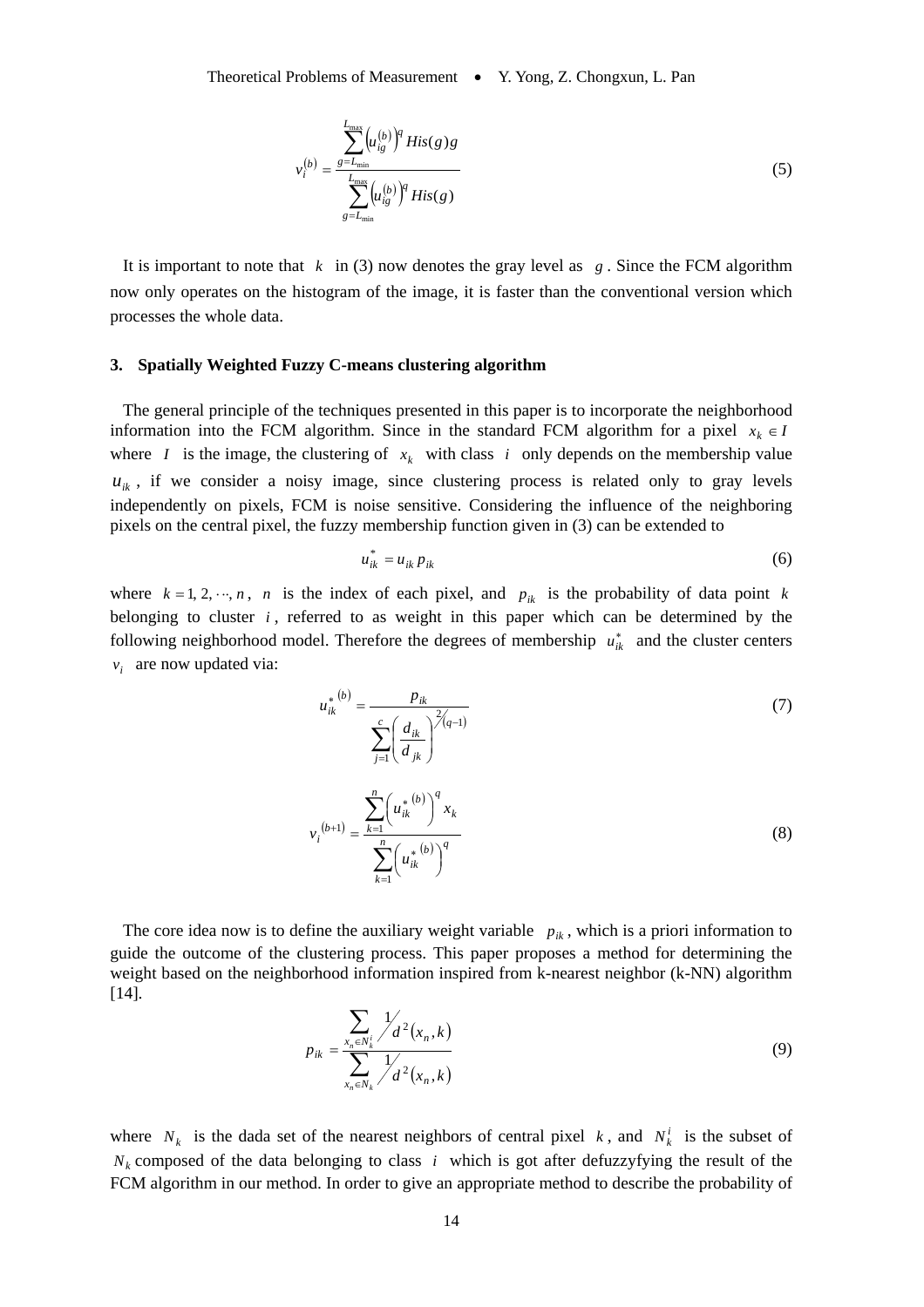$$v_i^{(b)} = \frac{\sum_{g=L_{\min}}^{L_{\max}} \left(u_{ig}^{(b)}\right)^q His(g)g}{\sum_{g=L_{\min}}^{L_{\max}} \left(u_{ig}^{(b)}\right)^q His(g)} \tag{5}$$

It is important to note that $k$ in (3) now denotes the gray level as $g$. Since the FCM algorithm now only operates on the histogram of the image, it is faster than the conventional version which processes the whole data.

### 3. Spatially Weighted Fuzzy C-means clustering algorithm

The general principle of the techniques presented in this paper is to incorporate the neighborhood information into the FCM algorithm. Since in the standard FCM algorithm for a pixel $x_k \in I$ where $I$ is the image, the clustering of $x_k$ with class $i$ only depends on the membership value $u_{ik}$, if we consider a noisy image, since clustering process is related only to gray levels independently on pixels, FCM is noise sensitive. Considering the influence of the neighboring pixels on the central pixel, the fuzzy membership function given in (3) can be extended to

$$u_{ik}^* = u_{ik} p_{ik} \tag{6}$$

where $k = 1, 2, \cdots, n$, $n$ is the index of each pixel, and $p_{ik}$ is the probability of data point $k$ belonging to cluster $i$, referred to as weight in this paper which can be determined by the following neighborhood model. Therefore the degrees of membership $u_{ik}^*$ and the cluster centers $v_i$ are now updated via:

$$u_{ik}^{*\,(b)} = \frac{p_{ik}}{\sum_{j=1}^{c} \left( \frac{d_{ik}}{d_{jk}} \right)^{2/(q-1)}} \tag{7}$$

$$v_i^{(b+1)} = \frac{\sum_{k=1}^{n} \left( u_{ik}^{*\,(b)} \right)^q x_k}{\sum_{k=1}^{n} \left( u_{ik}^{*\,(b)} \right)^q} \tag{8}$$

The core idea now is to define the auxiliary weight variable $p_{ik}$, which is a priori information to guide the outcome of the clustering process. This paper proposes a method for determining the weight based on the neighborhood information inspired from k-nearest neighbor (k-NN) algorithm [14].

$$p_{ik} = \frac{\sum_{x_n \in N_k^i} 1 / d^2(x_n, k)}{\sum_{x_n \in N_k} 1 / d^2(x_n, k)} \tag{9}$$

where $N_k$ is the dada set of the nearest neighbors of central pixel $k$, and $N_k^i$ is the subset of $N_k$ composed of the data belonging to class $i$ which is got after defuzzyfying the result of the FCM algorithm in our method. In order to give an appropriate method to describe the probability of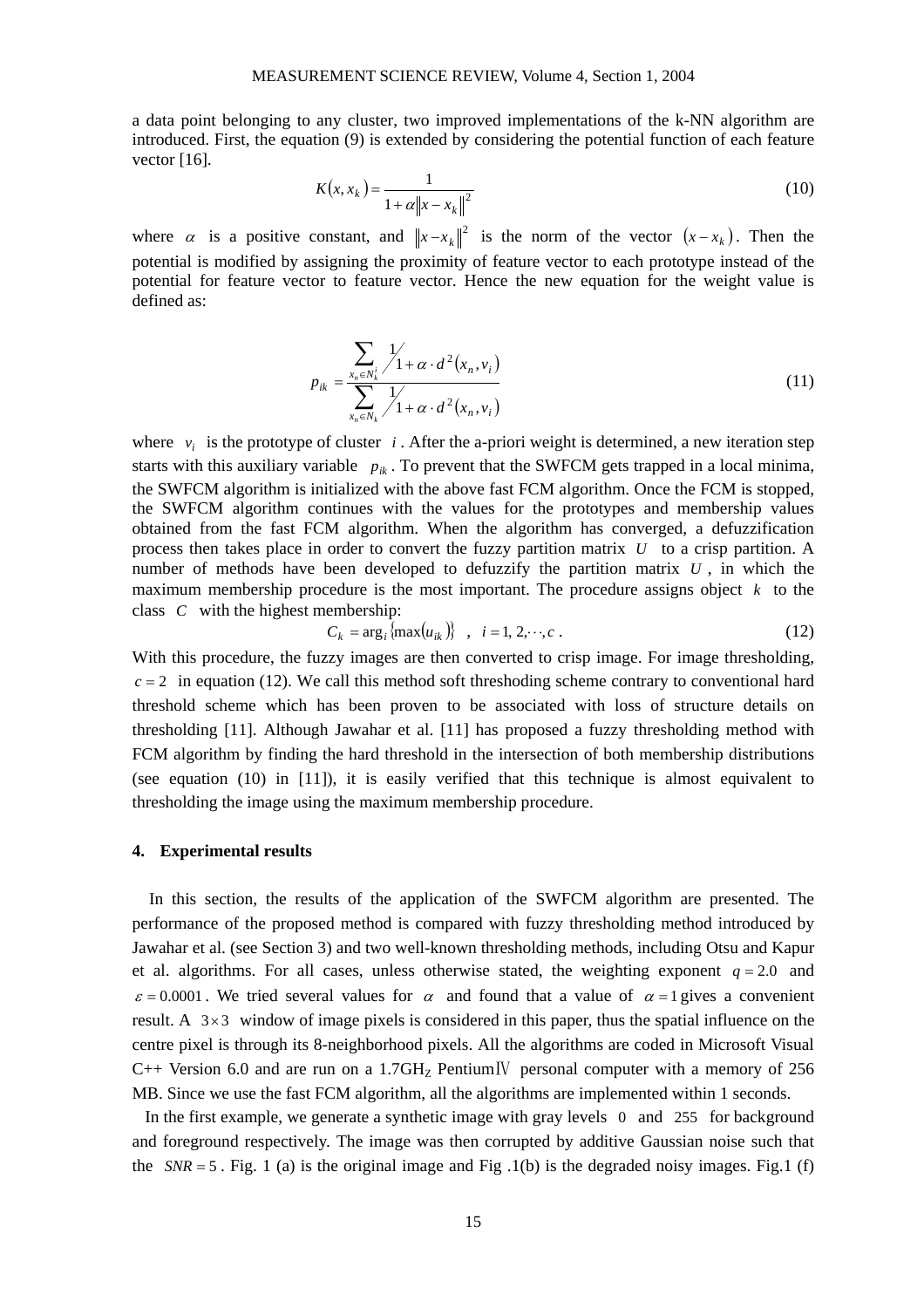a data point belonging to any cluster, two improved implementations of the k-NN algorithm are introduced. First, the equation (9) is extended by considering the potential function of each feature vector [16].

$$K(x, x_k) = \frac{1}{1 + \alpha \left\| x - x_k \right\|^2} \tag{10}$$

where $\alpha$ is a positive constant, and $\left\| x - x_k \right\|^2$ is the norm of the vector $(x - x_k)$. Then the potential is modified by assigning the proximity of feature vector to each prototype instead of the potential for feature vector to feature vector. Hence the new equation for the weight value is defined as:

$$p_{ik} = \frac{\sum_{x_n \in N_k^i} 1 \Big/ 1 + \alpha \cdot d^2(x_n, v_i)}{\sum_{x_n \in N_k} 1 \Big/ 1 + \alpha \cdot d^2(x_n, v_i)} \tag{11}$$

where $v_i$ is the prototype of cluster $i$. After the a-priori weight is determined, a new iteration step starts with this auxiliary variable $p_{ik}$. To prevent that the SWFCM gets trapped in a local minima, the SWFCM algorithm is initialized with the above fast FCM algorithm. Once the FCM is stopped, the SWFCM algorithm continues with the values for the prototypes and membership values obtained from the fast FCM algorithm. When the algorithm has converged, a defuzzification process then takes place in order to convert the fuzzy partition matrix $U$ to a crisp partition. A number of methods have been developed to defuzzify the partition matrix $U$, in which the maximum membership procedure is the most important. The procedure assigns object $k$ to the class $C$ with the highest membership:

$$C_k = \arg_i \{\max(u_{ik})\} \quad , \quad i = 1, 2, \cdots, c \ . \tag{12}$$

With this procedure, the fuzzy images are then converted to crisp image. For image thresholding, $c = 2$ in equation (12). We call this method soft threshoding scheme contrary to conventional hard threshold scheme which has been proven to be associated with loss of structure details on thresholding [11]. Although Jawahar et al. [11] has proposed a fuzzy thresholding method with FCM algorithm by finding the hard threshold in the intersection of both membership distributions (see equation (10) in [11]), it is easily verified that this technique is almost equivalent to thresholding the image using the maximum membership procedure.

## 4. Experimental results

In this section, the results of the application of the SWFCM algorithm are presented. The performance of the proposed method is compared with fuzzy thresholding method introduced by Jawahar et al. (see Section 3) and two well-known thresholding methods, including Otsu and Kapur et al. algorithms. For all cases, unless otherwise stated, the weighting exponent $q = 2.0$ and $\varepsilon = 0.0001$. We tried several values for $\alpha$ and found that a value of $\alpha = 1$ gives a convenient result. A $3 \times 3$ window of image pixels is considered in this paper, thus the spatial influence on the centre pixel is through its 8-neighborhood pixels. All the algorithms are coded in Microsoft Visual C++ Version 6.0 and are run on a 1.7GH$_Z$ PentiumⅣ personal computer with a memory of 256 MB. Since we use the fast FCM algorithm, all the algorithms are implemented within 1 seconds.

In the first example, we generate a synthetic image with gray levels $0$ and $255$ for background and foreground respectively. The image was then corrupted by additive Gaussian noise such that the $SNR = 5$. Fig. 1 (a) is the original image and Fig .1(b) is the degraded noisy images. Fig.1 (f)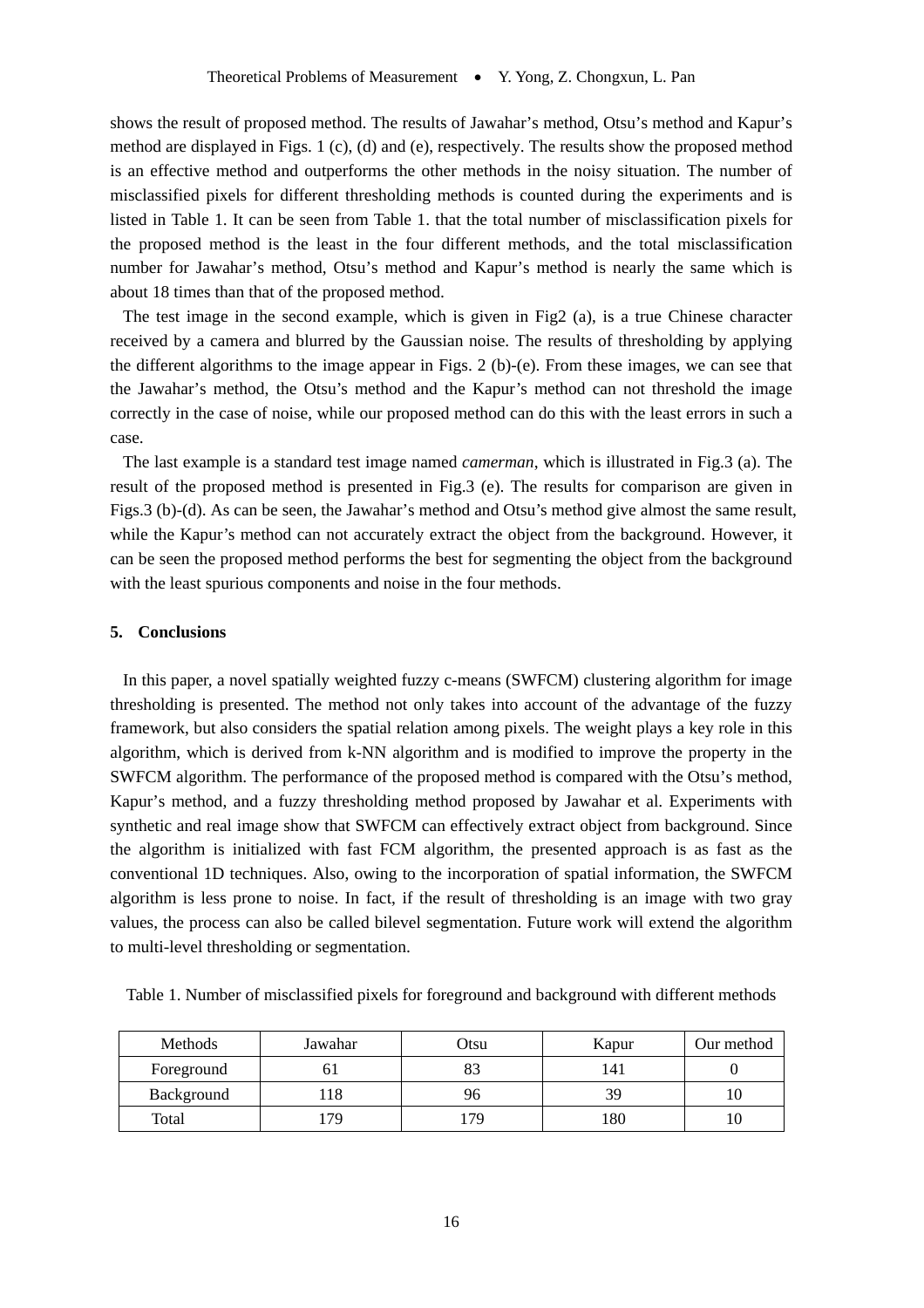shows the result of proposed method. The results of Jawahar's method, Otsu's method and Kapur's method are displayed in Figs. 1 (c), (d) and (e), respectively. The results show the proposed method is an effective method and outperforms the other methods in the noisy situation. The number of misclassified pixels for different thresholding methods is counted during the experiments and is listed in Table 1. It can be seen from Table 1. that the total number of misclassification pixels for the proposed method is the least in the four different methods, and the total misclassification number for Jawahar's method, Otsu's method and Kapur's method is nearly the same which is about 18 times than that of the proposed method.

The test image in the second example, which is given in Fig2 (a), is a true Chinese character received by a camera and blurred by the Gaussian noise. The results of thresholding by applying the different algorithms to the image appear in Figs. 2 (b)-(e). From these images, we can see that the Jawahar's method, the Otsu's method and the Kapur's method can not threshold the image correctly in the case of noise, while our proposed method can do this with the least errors in such a case.

The last example is a standard test image named *camerman*, which is illustrated in Fig.3 (a). The result of the proposed method is presented in Fig.3 (e). The results for comparison are given in Figs.3 (b)-(d). As can be seen, the Jawahar's method and Otsu's method give almost the same result, while the Kapur's method can not accurately extract the object from the background. However, it can be seen the proposed method performs the best for segmenting the object from the background with the least spurious components and noise in the four methods.

## 5. Conclusions

In this paper, a novel spatially weighted fuzzy c-means (SWFCM) clustering algorithm for image thresholding is presented. The method not only takes into account of the advantage of the fuzzy framework, but also considers the spatial relation among pixels. The weight plays a key role in this algorithm, which is derived from k-NN algorithm and is modified to improve the property in the SWFCM algorithm. The performance of the proposed method is compared with the Otsu's method, Kapur's method, and a fuzzy thresholding method proposed by Jawahar et al. Experiments with synthetic and real image show that SWFCM can effectively extract object from background. Since the algorithm is initialized with fast FCM algorithm, the presented approach is as fast as the conventional 1D techniques. Also, owing to the incorporation of spatial information, the SWFCM algorithm is less prone to noise. In fact, if the result of thresholding is an image with two gray values, the process can also be called bilevel segmentation. Future work will extend the algorithm to multi-level thresholding or segmentation.

Table 1. Number of misclassified pixels for foreground and background with different methods

| Methods | Jawahar | Otsu | Kapur | Our method |
| --- | --- | --- | --- | --- |
| Foreground | 61 | 83 | 141 | 0 |
| Background | 118 | 96 | 39 | 10 |
| Total | 179 | 179 | 180 | 10 |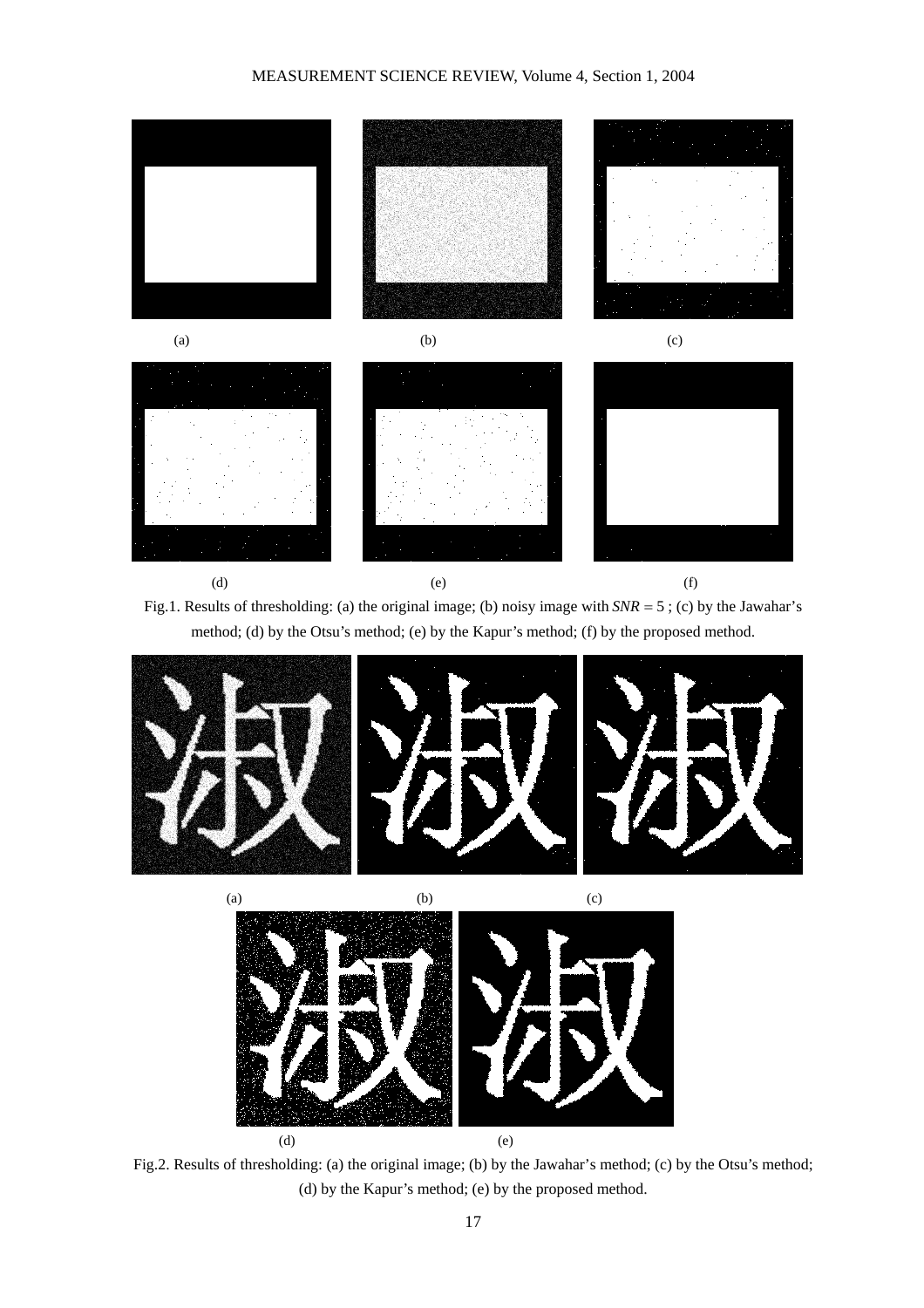(a) (b) (c)

(d) (e) (f)

Fig.1. Results of thresholding: (a) the original image; (b) noisy image with $SNR = 5$ ; (c) by the Jawahar's method; (d) by the Otsu's method; (e) by the Kapur's method; (f) by the proposed method.

(a) (b) (c)

(d) (e)

Fig.2. Results of thresholding: (a) the original image; (b) by the Jawahar's method; (c) by the Otsu's method; (d) by the Kapur's method; (e) by the proposed method.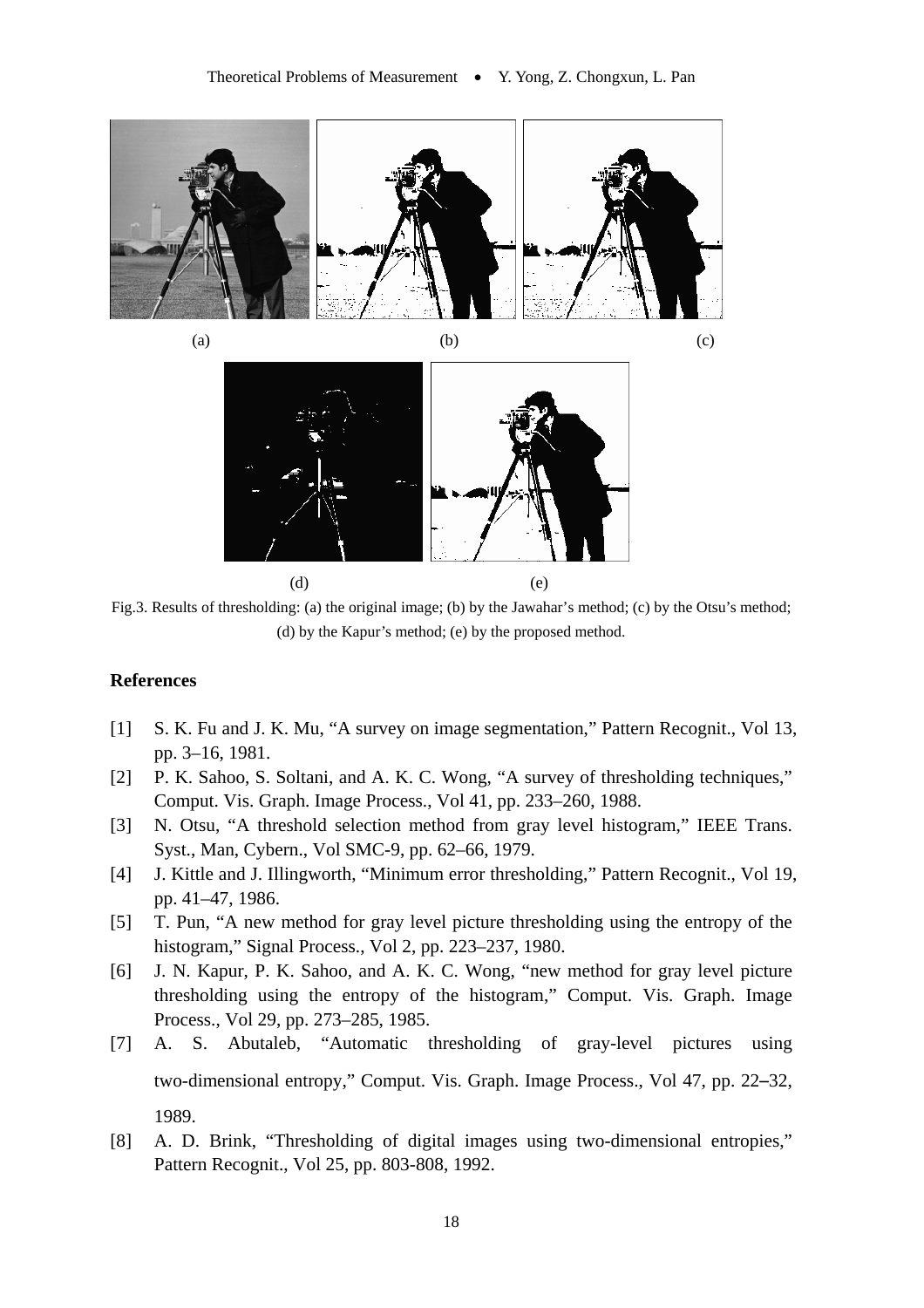(a) (b) (c)

(d) (e)

Fig.3. Results of thresholding: (a) the original image; (b) by the Jawahar's method; (c) by the Otsu's method; (d) by the Kapur's method; (e) by the proposed method.

## References

[1] S. K. Fu and J. K. Mu, "A survey on image segmentation," Pattern Recognit., Vol 13, pp. 3–16, 1981.

[2] P. K. Sahoo, S. Soltani, and A. K. C. Wong, "A survey of thresholding techniques," Comput. Vis. Graph. Image Process., Vol 41, pp. 233–260, 1988.

[3] N. Otsu, "A threshold selection method from gray level histogram," IEEE Trans. Syst., Man, Cybern., Vol SMC-9, pp. 62–66, 1979.

[4] J. Kittle and J. Illingworth, "Minimum error thresholding," Pattern Recognit., Vol 19, pp. 41–47, 1986.

[5] T. Pun, "A new method for gray level picture thresholding using the entropy of the histogram," Signal Process., Vol 2, pp. 223–237, 1980.

[6] J. N. Kapur, P. K. Sahoo, and A. K. C. Wong, "new method for gray level picture thresholding using the entropy of the histogram," Comput. Vis. Graph. Image Process., Vol 29, pp. 273–285, 1985.

[7] A. S. Abutaleb, "Automatic thresholding of gray-level pictures using two-dimensional entropy," Comput. Vis. Graph. Image Process., Vol 47, pp. 22–32, 1989.

[8] A. D. Brink, "Thresholding of digital images using two-dimensional entropies," Pattern Recognit., Vol 25, pp. 803-808, 1992.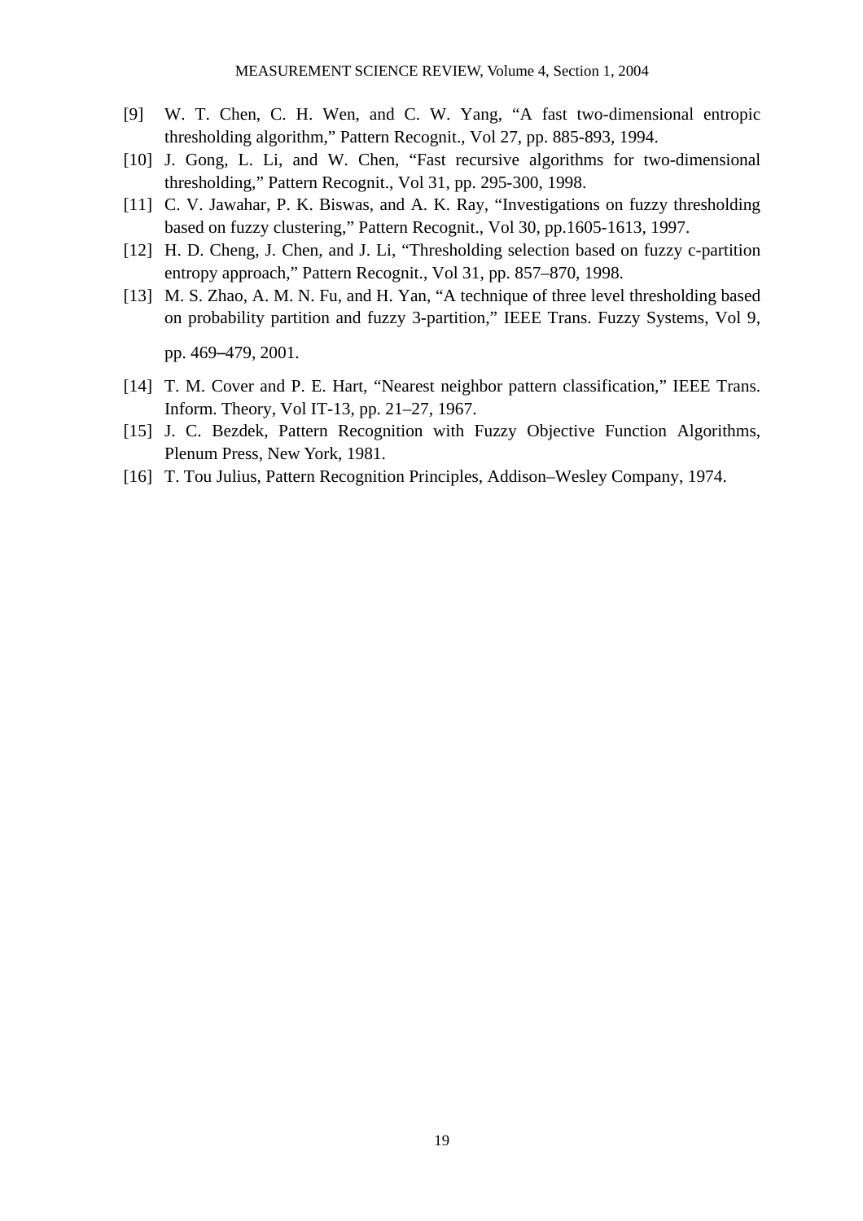[9] W. T. Chen, C. H. Wen, and C. W. Yang, “A fast two-dimensional entropic thresholding algorithm,” Pattern Recognit., Vol 27, pp. 885-893, 1994.

[10] J. Gong, L. Li, and W. Chen, “Fast recursive algorithms for two-dimensional thresholding,” Pattern Recognit., Vol 31, pp. 295-300, 1998.

[11] C. V. Jawahar, P. K. Biswas, and A. K. Ray, “Investigations on fuzzy thresholding based on fuzzy clustering,” Pattern Recognit., Vol 30, pp.1605-1613, 1997.

[12] H. D. Cheng, J. Chen, and J. Li, “Thresholding selection based on fuzzy c-partition entropy approach,” Pattern Recognit., Vol 31, pp. 857–870, 1998.

[13] M. S. Zhao, A. M. N. Fu, and H. Yan, “A technique of three level thresholding based on probability partition and fuzzy 3-partition,” IEEE Trans. Fuzzy Systems, Vol 9, pp. 469–479, 2001.

[14] T. M. Cover and P. E. Hart, “Nearest neighbor pattern classification,” IEEE Trans. Inform. Theory, Vol IT-13, pp. 21–27, 1967.

[15] J. C. Bezdek, Pattern Recognition with Fuzzy Objective Function Algorithms, Plenum Press, New York, 1981.

[16] T. Tou Julius, Pattern Recognition Principles, Addison–Wesley Company, 1974.